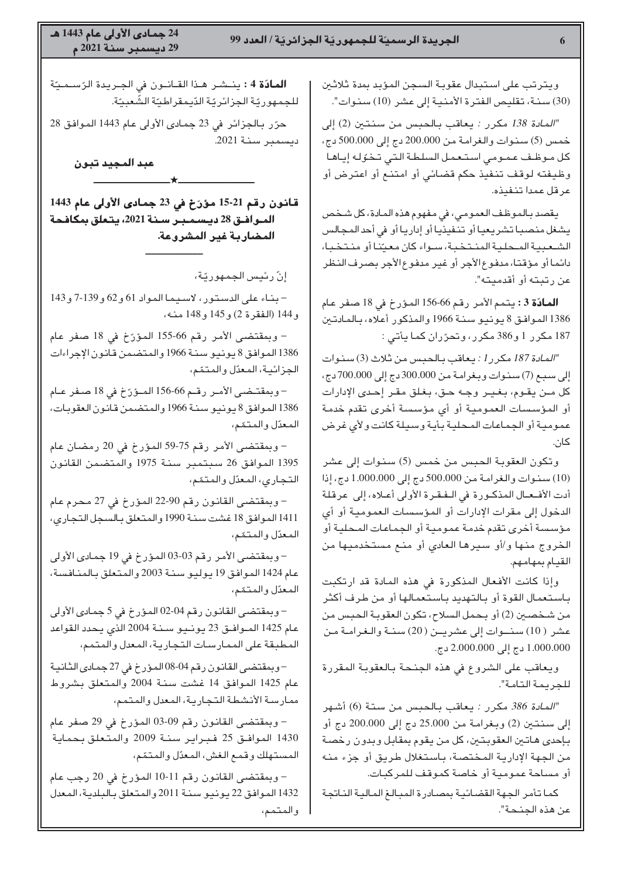ويترتب على استبدال عقوبة السجن المؤبد بمدة ثلاثين (30) سنة، تقليص الفترة الأمنية إلى عشر (10) سنوات".

*"المادة 138 مكرر :* يعاقب بالحبس من سنتين (2) إلى خمس (5) سنوات والغرامة من 200.000 دج إلى 500.000 دج، كل موظف عمومي استعمل السلطة التي تخوّله إياها وظيفته لوقف تنفيذ حكم قضائي أو امتنع أو اعترض أو عرقل عمدا تنفيذه.

يقصد بالموظف العمومي، في مفهوم هذه المادة، كل شخص يشغل منصبا تشريعيا أو تنفيذيا أو إداريا أو في أحد المجالس الشعبية المحلية المنتخبة، سواء كان معيّنا أو منتخبا، دائما أو مؤقتا، مدفوع الأجر أو غير مدفوع الأجر بصرف النظر عن رتبته أو أقدميته".

**المادّة 3 :** يتمم الأمر رقم 66-156 المؤرخ في 18 صفر عام 1386 الموافق 8 يونيو سنة 1966 والمذكور أعلاه، بالمادتين 187 مكرر 1 و386 مكرر، وتحرّران كما يأتي :

*"المادة 187 مكرر 1 :* يعاقب بالحبس من ثلاث (3) سنوات إلى سبع (7) سنوات وبغرامة من 300.000 دج إلى 700.000 دج، كل من يقوم، بغير وجه حق، بغلق مقر إحدى الإدارات أو المؤسسات العمومية أو أي مؤسسة أخرى تقدم خدمة عمومية أو الجماعات المحلية بأية وسيلة كانت ولأي غرض كان.

وتكون العقوبة الحبس من خمس (5) سنوات إلى عشر (10) سنوات والغرامة من 500.000 دج إلى 1.000.000 دج، إذا أدت الأفعال المذكورة في الفقرة الأولى أعلاه، إلى عرقلة الدخول إلى مقرات الإدارات أو المؤسسات العمومية أو أي مؤسسة أخرى تقدم خدمة عمومية أو الجماعات المحلية أو الخروج منها و/أو سيرها العادي أو منع مستخدميها من القيام بمهامهم.

وإذا كانت الأفعال المذكورة في هذه المادة قد ارتكبت باستعمال القوة أو بالتهديد باستعمالها أو من طرف أكثر من شخصين (2) أو بحمل السلاح، تكون العقوبة الحبس من عشر (10) سنوات إلى عشرين (20) سنة والغرامة من 1.000.000 دج إلى 2.000.000 دج.

ويعاقب على الشروع في هذه الجنحة بالعقوبة المقررة للجريمة التامة".

*"المادة 386 مكرر :* يعاقب بالحبس من ستة (6) أشهر إلى سنتين (2) وبغرامة من 25.000 دج إلى 200.000 دج أو بإحدى هاتين العقوبتين، كل من يقوم بمقابل وبدون رخصة من الجهة الإدارية المختصة، باستغلال طريق أو جزء منه أو مساحة عمومية أو خاصة كموقف للمركبات.

كما تأمر الجهة القضائية بمصادرة المبالغ المالية الناتجة عن هذه الجنحة".

**المادّة 4 :** ينشر هذا القانون في الجريدة الرّسميّة للجمهوريّة الجزائريّة الدّيمقراطيّة الشّعبيّة.

حرّر بالجزائر في 23 جمادى الأولى عام 1443 الموافق 28 ديسمبر سنة 2021.

**عبد المجيد تبون**

★

## قانون رقم 21-15 مؤرّخ في 23 جمادى الأولى عام 1443 الموافق 28 ديسمبر سنة 2021، يتعلق بمكافحة المضاربة غير المشروعة.

إنّ رئيس الجمهوريّة،

– بناء على الدستور، لاسيما المواد 61 و62 و139-7 و143 و144 (الفقرة 2) و145 و148 منه،

– وبمقتضى الأمر رقم 66-155 المؤرّخ في 18 صفر عام 1386 الموافق 8 يونيو سنة 1966 والمتضمن قانون الإجراءات الجزائية، المعدّل والمتمّم،

– وبمقتضى الأمر رقم 66-156 المؤرّخ في 18 صفر عام 1386 الموافق 8 يونيو سنة 1966 والمتضمن قانون العقوبات، المعدّل والمتمّم،

– وبمقتضى الأمر رقم 75-59 المؤرخ في 20 رمضان عام 1395 الموافق 26 سبتمبر سنة 1975 والمتضمن القانون التجاري، المعدّل والمتمّم،

– وبمقتضى القانون رقم 90-22 المؤرخ في 27 محرم عام 1411 الموافق 18 غشت سنة 1990 والمتعلق بالسجل التجاري، المعدّل والمتمّم،

– وبمقتضى الأمر رقم 03-03 المؤرخ في 19 جمادى الأولى عام 1424 الموافق 19 يوليو سنة 2003 والمتعلق بالمنافسة، المعدّل والمتمّم،

– وبمقتضى القانون رقم 04-02 المؤرخ في 5 جمادى الأولى عام 1425 الموافق 23 يونيو سنة 2004 الذي يحدد القواعد المطبقة على الممارسات التجارية، المعدل والمتمم،

– وبمقتضى القانون رقم 04-08 المؤرخ في 27 جمادى الثانية عام 1425 الموافق 14 غشت سنة 2004 والمتعلق بشروط ممارسة الأنشطة التجارية، المعدل والمتمم،

– وبمقتضى القانون رقم 09-03 المؤرخ في 29 صفر عام 1430 الموافق 25 فبراير سنة 2009 والمتعلق بحماية المستهلك وقمع الغش، المعدّل والمتمّم،

– وبمقتضى القانون رقم 11-10 المؤرخ في 20 رجب عام 1432 الموافق 22 يونيو سنة 2011 والمتعلق بالبلدية، المعدل والمتمم،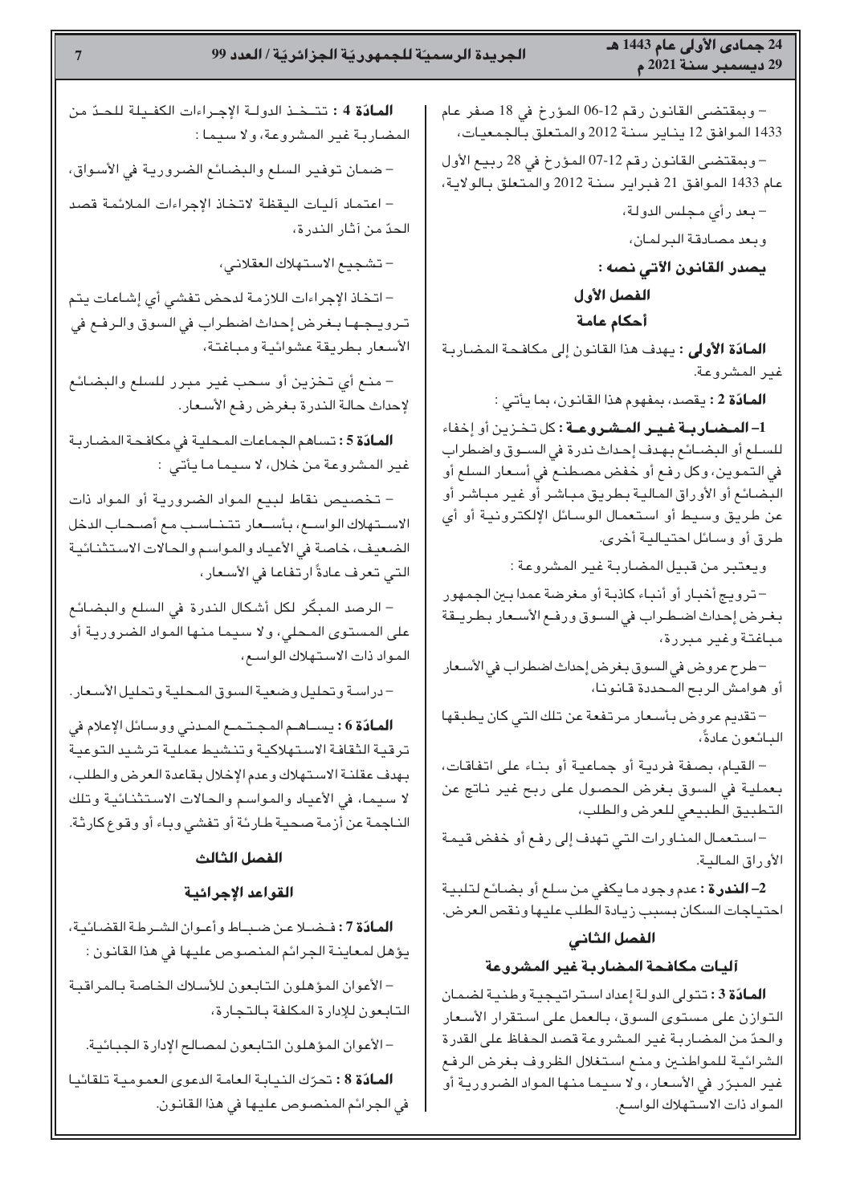– وبمقتضى القانون رقم 12-06 المؤرخ في 18 صفر عام 1433 الموافق 12 يناير سنة 2012 والمتعلق بالجمعيات،

– وبمقتضى القانون رقم 12-07 المؤرخ في 28 ربيع الأول عام 1433 الموافق 21 فبراير سنة 2012 والمتعلق بالولاية،

– بعد رأي مجلس الدولة،

وبعد مصادقة البرلمان،

**يصدر القانون الآتي نصه :**

## الفصل الأول

## أحكام عامة

**المادّة الأولى :** يهدف هذا القانون إلى مكافحة المضاربة غير المشروعة.

**المادّة 2 :** يقصد، بمفهوم هذا القانون، بما يأتي :

**1– المضاربة غير المشروعة :** كل تخزين أو إخفاء للسلع أو البضائع بهدف إحداث ندرة في السوق واضطراب في التموين، وكل رفع أو خفض مصطنع في أسعار السلع أو البضائع أو الأوراق المالية بطريق مباشر أو غير مباشر أو عن طريق وسيط أو استعمال الوسائل الإلكترونية أو أي طرق أو وسائل احتيالية أخرى.

ويعتبر من قبيل المضاربة غير المشروعة :

– ترويج أخبار أو أنباء كاذبة أو مغرضة عمدا بين الجمهور بغرض إحداث اضطراب في السوق ورفع الأسعار بطريقة مباغتة وغير مبررة،

– طرح عروض في السوق بغرض إحداث اضطراب في الأسعار أو هوامش الربح المحددة قانونا،

– تقديم عروض بأسعار مرتفعة عن تلك التي كان يطبقها البائعون عادةً،

– القيام، بصفة فردية أو جماعية أو بناء على اتفاقات، بعملية في السوق بغرض الحصول على ربح غير ناتج عن التطبيق الطبيعي للعرض والطلب،

– استعمال المناورات التي تهدف إلى رفع أو خفض قيمة الأوراق المالية.

**2– الندرة :** عدم وجود ما يكفي من سلع أو بضائع لتلبية احتياجات السكان بسبب زيادة الطلب عليها ونقص العرض.

## الفصل الثاني

## آليات مكافحة المضاربة غير المشروعة

**المادّة 3 :** تتولى الدولة إعداد استراتيجية وطنية لضمان التوازن على مستوى السوق، بالعمل على استقرار الأسعار والحدّ من المضاربة غير المشروعة قصد الحفاظ على القدرة الشرائية للمواطنين ومنع استغلال الظروف بغرض الرفع غير المبرّر في الأسعار، ولا سيما منها المواد الضرورية أو المواد ذات الاستهلاك الواسع.

**المادّة 4 :** تتخذ الدولة الإجراءات الكفيلة للحدّ من المضاربة غير المشروعة، ولا سيما :

– ضمان توفير السلع والبضائع الضرورية في الأسواق،

– اعتماد آليات اليقظة لاتخاذ الإجراءات الملائمة قصد الحدّ من آثار الندرة،

– تشجيع الاستهلاك العقلاني،

– اتخاذ الإجراءات اللازمة لدحض تفشي أي إشاعات يتم ترويجها بغرض إحداث اضطراب في السوق والرفع في الأسعار بطريقة عشوائية ومباغتة،

– منع أي تخزين أو سحب غير مبرر للسلع والبضائع لإحداث حالة الندرة بغرض رفع الأسعار.

**المادّة 5 :** تساهم الجماعات المحلية في مكافحة المضاربة غير المشروعة من خلال، لا سيما ما يأتي :

– تخصيص نقاط لبيع المواد الضرورية أو المواد ذات الاستهلاك الواسع، بأسعار تتناسب مع أصحاب الدخل الضعيف، خاصة في الأعياد والمواسم والحالات الاستثنائية التي تعرف عادةً ارتفاعا في الأسعار،

– الرصد المبكّر لكل أشكال الندرة في السلع والبضائع على المستوى المحلي، ولا سيما منها المواد الضرورية أو المواد ذات الاستهلاك الواسع،

– دراسة وتحليل وضعية السوق المحلية وتحليل الأسعار.

**المادّة 6 :** يساهم المجتمع المدني ووسائل الإعلام في ترقية الثقافة الاستهلاكية وتنشيط عملية ترشيد التوعية بهدف عقلنة الاستهلاك وعدم الإخلال بقاعدة العرض والطلب، لا سيما، في الأعياد والمواسم والحالات الاستثنائية وتلك الناجمة عن أزمة صحية طارئة أو تفشي وباء أو وقوع كارثة.

## الفصل الثالث

## القواعد الإجرائية

**المادّة 7 :** فضلا عن ضباط وأعوان الشرطة القضائية، يؤهل لمعاينة الجرائم المنصوص عليها في هذا القانون :

– الأعوان المؤهلون التابعون للأسلاك الخاصة بالمراقبة التابعون للإدارة المكلفة بالتجارة،

– الأعوان المؤهلون التابعون لمصالح الإدارة الجبائية.

**المادّة 8 :** تحرّك النيابة العامة الدعوى العمومية تلقائيا في الجرائم المنصوص عليها في هذا القانون.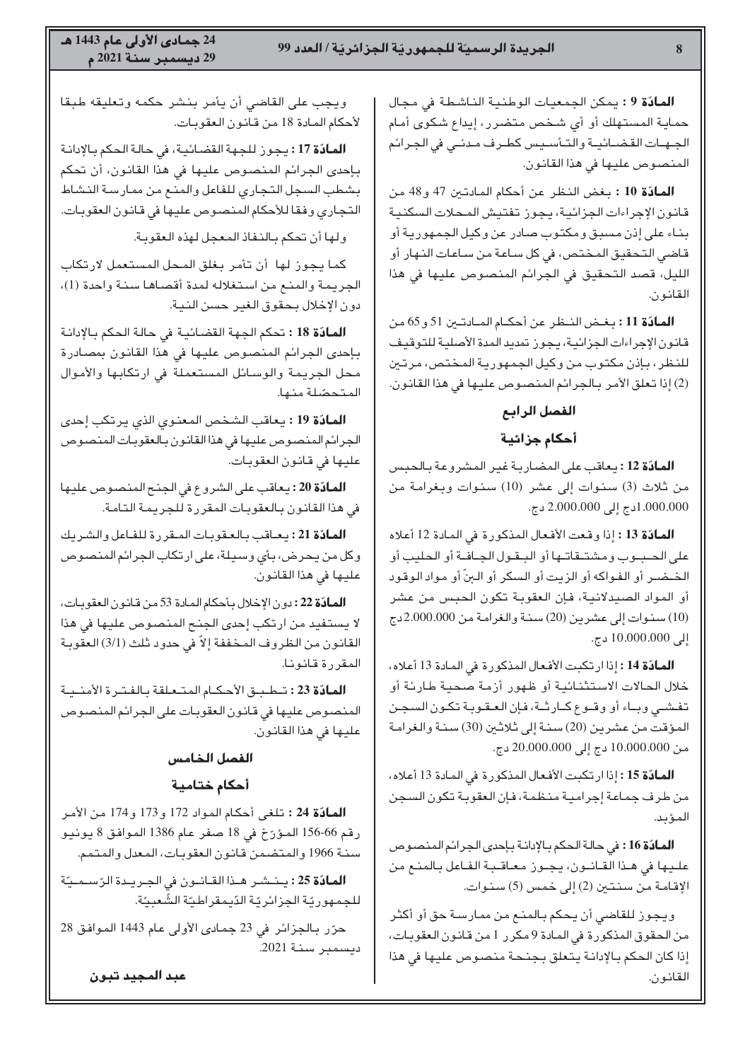**المادّة 9 :** يمكن الجمعيات الوطنية الناشطة في مجال حماية المستهلك أو أي شخص متضرر، إيداع شكوى أمام الجهات القضائية والتأسيس كطرف مدني في الجرائم المنصوص عليها في هذا القانون.

**المادّة 10 :** بغض النظر عن أحكام المادتين 47 و48 من قانون الإجراءات الجزائية، يجوز تفتيش المحلات السكنية بناء على إذن مسبق ومكتوب صادر عن وكيل الجمهورية أو قاضي التحقيق المختص، في كل ساعة من ساعات النهار أو الليل، قصد التحقيق في الجرائم المنصوص عليها في هذا القانون.

**المادّة 11 :** بغض النظر عن أحكام المادتين 51 و65 من قانون الإجراءات الجزائية، يجوز تمديد المدة الأصلية للتوقيف للنظر، بإذن مكتوب من وكيل الجمهورية المختص، مرتين (2) إذا تعلق الأمر بالجرائم المنصوص عليها في هذا القانون.

## الفصل الرابع

## أحكام جزائية

**المادّة 12 :** يعاقب على المضاربة غير المشروعة بالحبس من ثلاث (3) سنوات إلى عشر (10) سنوات وبغرامة من 1.000.000دج إلى 2.000.000 دج.

**المادّة 13 :** إذا وقعت الأفعال المذكورة في المادة 12 أعلاه على الحبوب ومشتقاتها أو البقول الجافة أو الحليب أو الخضر أو الفواكه أو الزيت أو السكر أو البن أو مواد الوقود أو المواد الصيدلانية، فإن العقوبة تكون الحبس من عشر (10) سنوات إلى عشرين (20) سنة والغرامة من 2.000.000دج إلى 10.000.000 دج.

**المادّة 14 :** إذا ارتكبت الأفعال المذكورة في المادة 13 أعلاه، خلال الحالات الاستثنائية أو ظهور أزمة صحية طارئة أو تفشي وباء أو وقوع كارثة، فإن العقوبة تكون السجن المؤقت من عشرين (20) سنة إلى ثلاثين (30) سنة والغرامة من 10.000.000 دج إلى 20.000.000 دج.

**المادّة 15 :** إذا ارتكبت الأفعال المذكورة في المادة 13 أعلاه، من طرف جماعة إجرامية منظمة، فإن العقوبة تكون السجن المؤبد.

**المادّة 16 :** في حالة الحكم بالإدانة بإحدى الجرائم المنصوص عليها في هذا القانون، يجوز معاقبة الفاعل بالمنع من الإقامة من سنتين (2) إلى خمس (5) سنوات.

ويجوز للقاضي أن يحكم بالمنع من ممارسة حق أو أكثر من الحقوق المذكورة في المادة 9 مكرر 1 من قانون العقوبات، إذا كان الحكم بالإدانة يتعلق بجنحة منصوص عليها في هذا القانون.

ويجب على القاضي أن يأمر بنشر حكمه وتعليقه طبقا لأحكام المادة 18 من قانون العقوبات.

**المادّة 17 :** يجوز للجهة القضائية، في حالة الحكم بالإدانة بإحدى الجرائم المنصوص عليها في هذا القانون، أن تحكم بشطب السجل التجاري للفاعل والمنع من ممارسة النشاط التجاري وفقا للأحكام المنصوص عليها في قانون العقوبات.

ولها أن تحكم بالنفاذ المعجل لهذه العقوبة.

كما يجوز لها أن تأمر بغلق المحل المستعمل لارتكاب الجريمة والمنع من استغلاله لمدة أقصاها سنة واحدة (1)، دون الإخلال بحقوق الغير حسن النية.

**المادّة 18 :** تحكم الجهة القضائية في حالة الحكم بالإدانة بإحدى الجرائم المنصوص عليها في هذا القانون بمصادرة محل الجريمة والوسائل المستعملة في ارتكابها والأموال المتحصّلة منها.

**المادّة 19 :** يعاقب الشخص المعنوي الذي يرتكب إحدى الجرائم المنصوص عليها في هذا القانون بالعقوبات المنصوص عليها في قانون العقوبات.

**المادّة 20 :** يعاقب على الشروع في الجنح المنصوص عليها في هذا القانون بالعقوبات المقررة للجريمة التامة.

**المادّة 21 :** يعاقب بالعقوبات المقررة للفاعل والشريك وكل من يحرض، بأي وسيلة، على ارتكاب الجرائم المنصوص عليها في هذا القانون.

**المادّة 22 :** دون الإخلال بأحكام المادة 53 من قانون العقوبات، لا يستفيد من ارتكب إحدى الجنح المنصوص عليها في هذا القانون من الظروف المخففة إلاّ في حدود ثلث (3/1) العقوبة المقررة قانونا.

**المادّة 23 :** تطبق الأحكام المتعلقة بالفترة الأمنية المنصوص عليها في قانون العقوبات على الجرائم المنصوص عليها في هذا القانون.

## الفصل الخامس

## أحكام ختامية

**المادّة 24 :** تلغى أحكام المواد 172 و173 و174 من الأمر رقم 66-156 المؤرّخ في 18 صفر عام 1386 الموافق 8 يونيو سنة 1966 والمتضمن قانون العقوبات، المعدل والمتمم.

**المادّة 25 :** ينشر هذا القانون في الجريدة الرّسميّة للجمهوريّة الجزائريّة الدّيمقراطيّة الشّعبيّة.

حرّر بالجزائر في 23 جمادى الأولى عام 1443 الموافق 28 ديسمبر سنة 2021.

**عبد المجيد تبون**